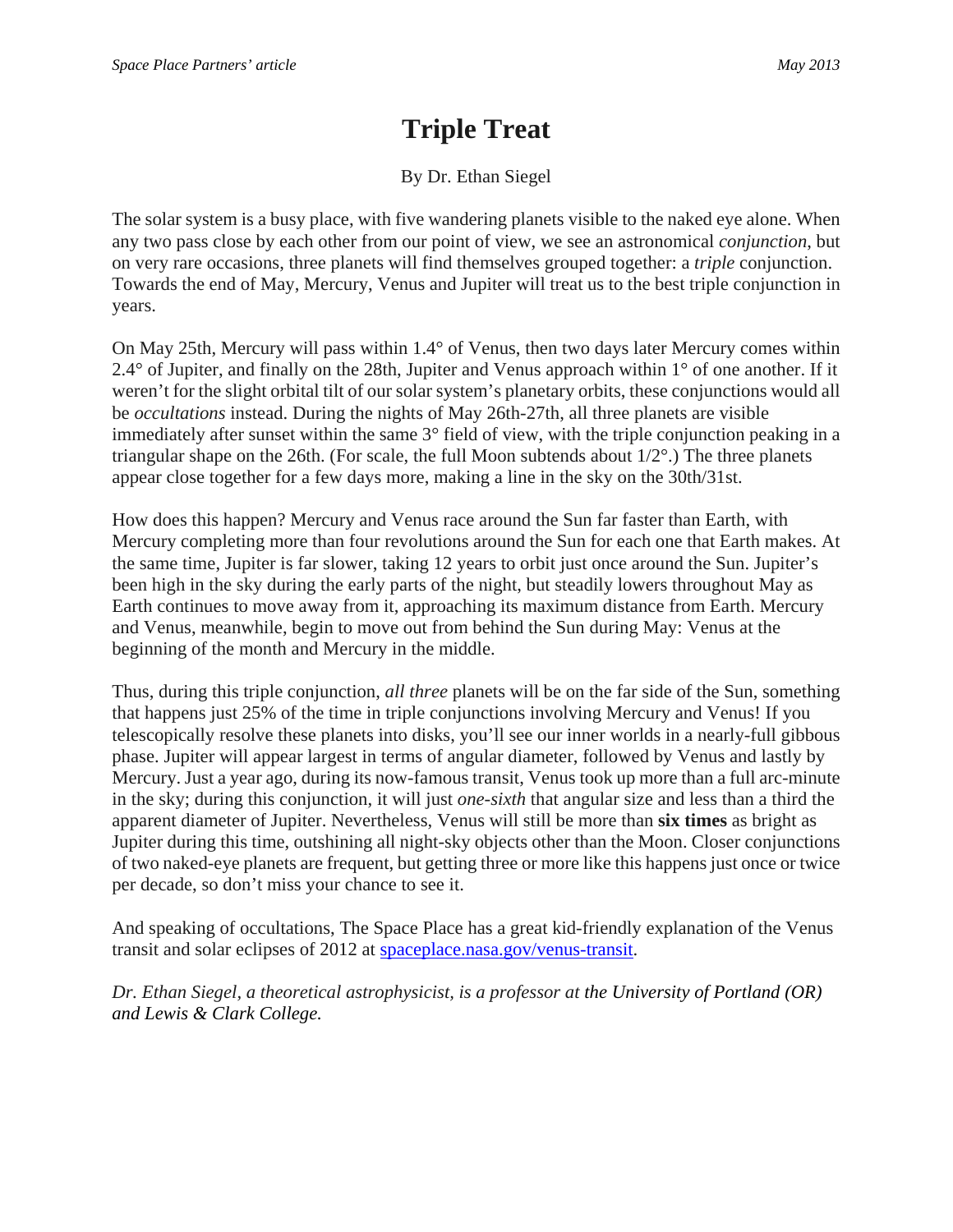# Triple Treat

By Dr. Ethan Siegel

The solar system is a busy place, with five wandering planets visible to the naked eye alone. When any two pass close by each other from our point of view, we see an astronomical *conjunction*, but on very rare occasions, three planets will find themselves grouped together: a *triple* conjunction. Towards the end of May, Mercury, Venus and Jupiter will treat us to the best triple conjunction in years.

On May 25th, Mercury will pass within 1.4° of Venus, then two days later Mercury comes within 2.4° of Jupiter, and finally on the 28th, Jupiter and Venus approach within 1° of one another. If it weren't for the slight orbital tilt of our solar system's planetary orbits, these conjunctions would all be *occultations* instead. During the nights of May 26th-27th, all three planets are visible immediately after sunset within the same 3° field of view, with the triple conjunction peaking in a triangular shape on the 26th. (For scale, the full Moon subtends about 1/2°.) The three planets appear close together for a few days more, making a line in the sky on the 30th/31st.

How does this happen? Mercury and Venus race around the Sun far faster than Earth, with Mercury completing more than four revolutions around the Sun for each one that Earth makes. At the same time, Jupiter is far slower, taking 12 years to orbit just once around the Sun. Jupiter's been high in the sky during the early parts of the night, but steadily lowers throughout May as Earth continues to move away from it, approaching its maximum distance from Earth. Mercury and Venus, meanwhile, begin to move out from behind the Sun during May: Venus at the beginning of the month and Mercury in the middle.

Thus, during this triple conjunction, *all three* planets will be on the far side of the Sun, something that happens just 25% of the time in triple conjunctions involving Mercury and Venus! If you telescopically resolve these planets into disks, you'll see our inner worlds in a nearly-full gibbous phase. Jupiter will appear largest in terms of angular diameter, followed by Venus and lastly by Mercury. Just a year ago, during its now-famous transit, Venus took up more than a full arc-minute in the sky; during this conjunction, it will just *one-sixth* that angular size and less than a third the apparent diameter of Jupiter. Nevertheless, Venus will still be more than **six times** as bright as Jupiter during this time, outshining all night-sky objects other than the Moon. Closer conjunctions of two naked-eye planets are frequent, but getting three or more like this happens just once or twice per decade, so don't miss your chance to see it.

And speaking of occultations, The Space Place has a great kid-friendly explanation of the Venus transit and solar eclipses of 2012 at [spaceplace.nasa.gov/venus-transit](spaceplace.nasa.gov/venus-transit).

*Dr. Ethan Siegel, a theoretical astrophysicist, is a professor at the University of Portland (OR) and Lewis & Clark College.*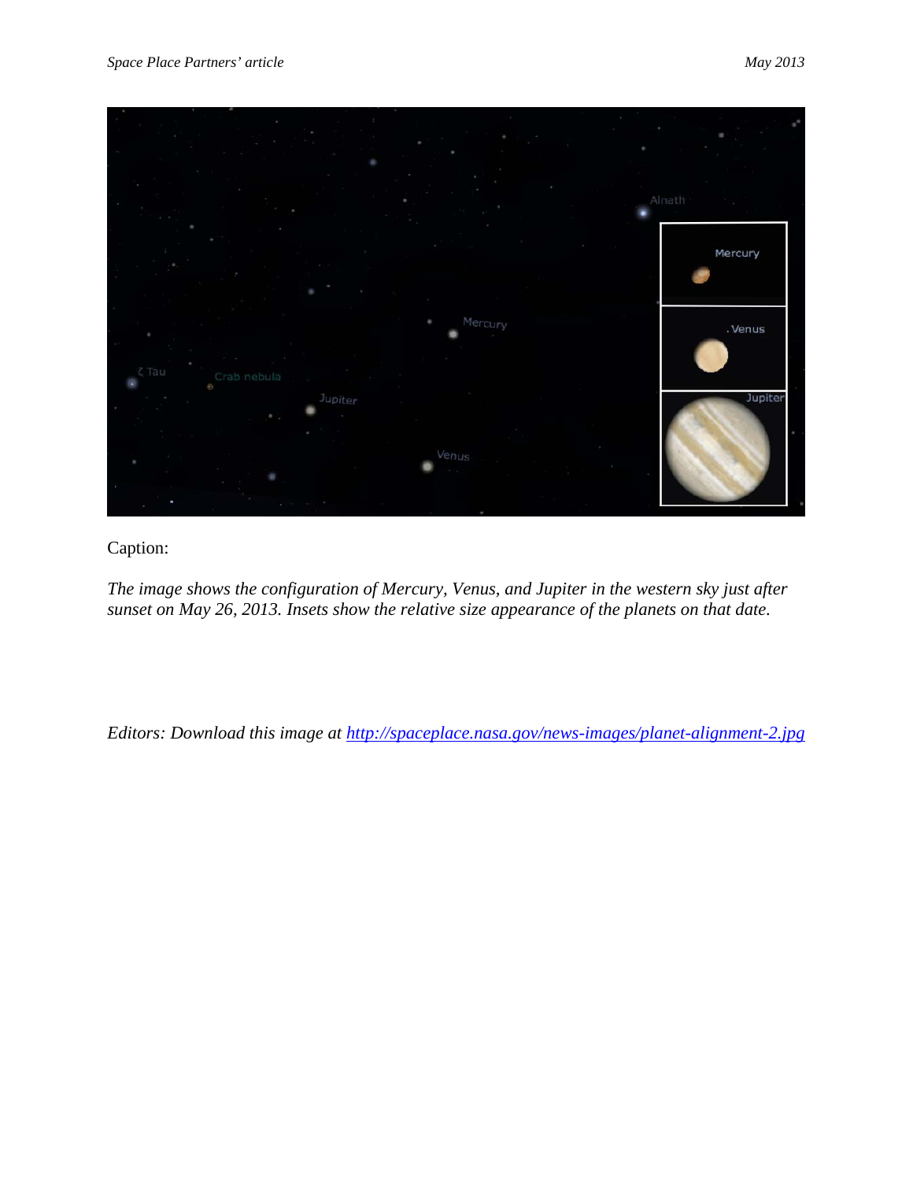Caption:

*The image shows the configuration of Mercury, Venus, and Jupiter in the western sky just after sunset on May 26, 2013. Insets show the relative size appearance of the planets on that date.*

*Editors: Download this image at* [http://spaceplace.nasa.gov/news-images/planet-alignment-2.jpg](http://spaceplace.nasa.gov/news-images/planet-alignment-2.jpg)